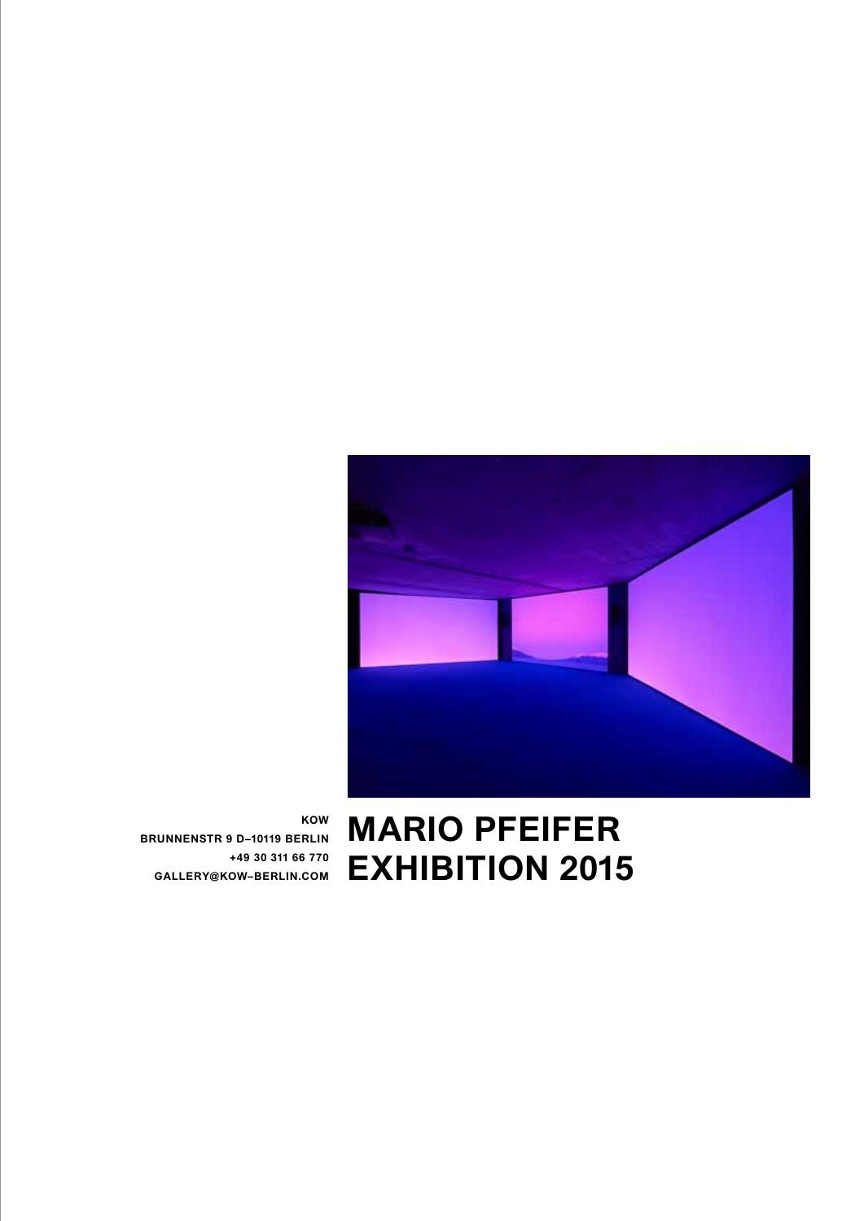KOW
BRUNNENSTR 9 D–10119 BERLIN
+49 30 311 66 770
GALLERY@KOW–BERLIN.COM

# MARIO PFEIFER
# EXHIBITION 2015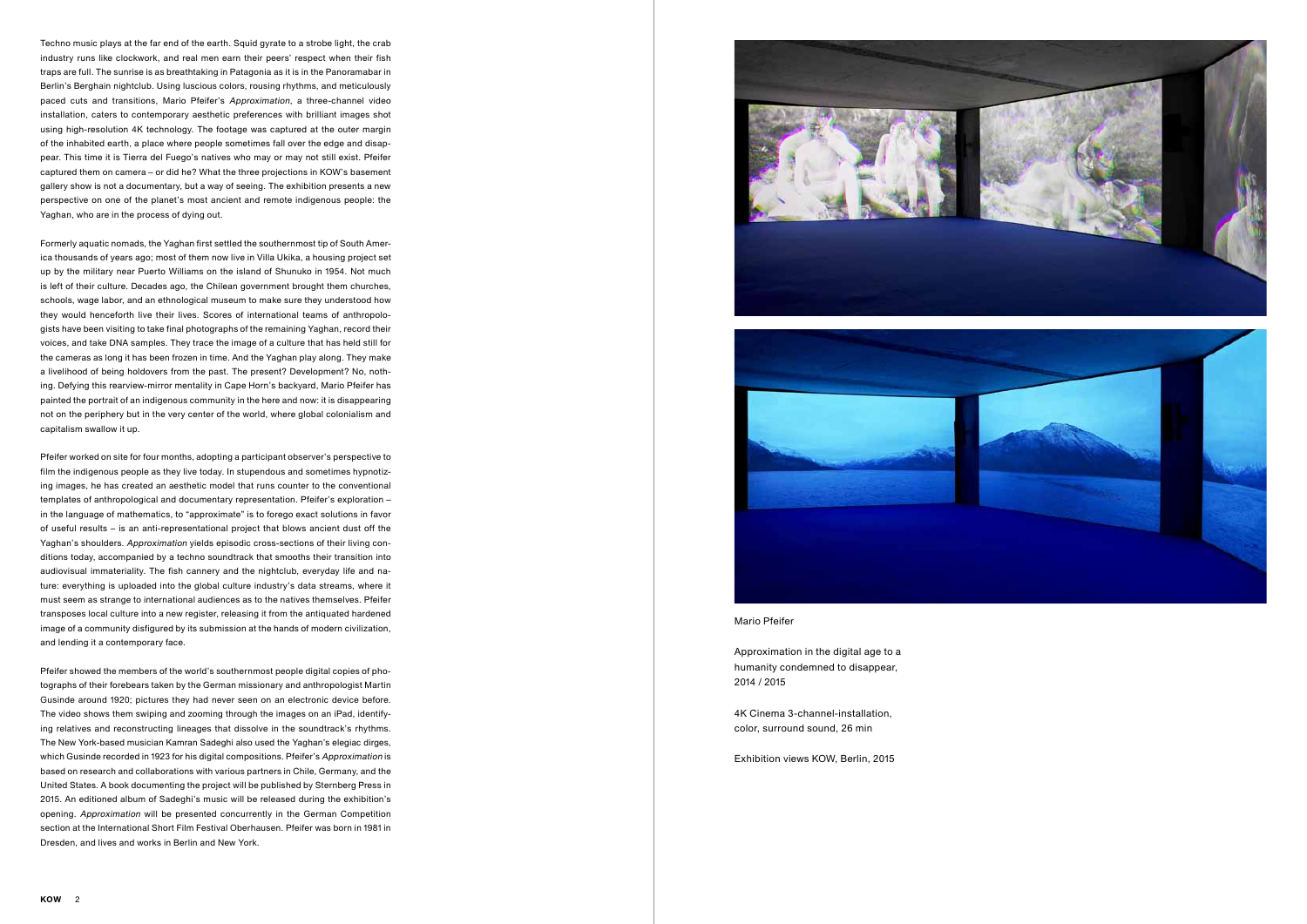Techno music plays at the far end of the earth. Squid gyrate to a strobe light, the crab industry runs like clockwork, and real men earn their peers' respect when their fish traps are full. The sunrise is as breathtaking in Patagonia as it is in the Panoramabar in Berlin's Berghain nightclub. Using luscious colors, rousing rhythms, and meticulously paced cuts and transitions, Mario Pfeifer's *Approximation*, a three-channel video installation, caters to contemporary aesthetic preferences with brilliant images shot using high-resolution 4K technology. The footage was captured at the outer margin of the inhabited earth, a place where people sometimes fall over the edge and disappear. This time it is Tierra del Fuego's natives who may or may not still exist. Pfeifer captured them on camera – or did he? What the three projections in KOW's basement gallery show is not a documentary, but a way of seeing. The exhibition presents a new perspective on one of the planet's most ancient and remote indigenous people: the Yaghan, who are in the process of dying out.

Formerly aquatic nomads, the Yaghan first settled the southernmost tip of South America thousands of years ago; most of them now live in Villa Ukika, a housing project set up by the military near Puerto Williams on the island of Shunuko in 1954. Not much is left of their culture. Decades ago, the Chilean government brought them churches, schools, wage labor, and an ethnological museum to make sure they understood how they would henceforth live their lives. Scores of international teams of anthropologists have been visiting to take final photographs of the remaining Yaghan, record their voices, and take DNA samples. They trace the image of a culture that has held still for the cameras as long it has been frozen in time. And the Yaghan play along. They make a livelihood of being holdovers from the past. The present? Development? No, nothing. Defying this rearview-mirror mentality in Cape Horn's backyard, Mario Pfeifer has painted the portrait of an indigenous community in the here and now: it is disappearing not on the periphery but in the very center of the world, where global colonialism and capitalism swallow it up.

Pfeifer worked on site for four months, adopting a participant observer's perspective to film the indigenous people as they live today. In stupendous and sometimes hypnotizing images, he has created an aesthetic model that runs counter to the conventional templates of anthropological and documentary representation. Pfeifer's exploration – in the language of mathematics, to "approximate" is to forego exact solutions in favor of useful results – is an anti-representational project that blows ancient dust off the Yaghan's shoulders. *Approximation* yields episodic cross-sections of their living conditions today, accompanied by a techno soundtrack that smooths their transition into audiovisual immateriality. The fish cannery and the nightclub, everyday life and nature: everything is uploaded into the global culture industry's data streams, where it must seem as strange to international audiences as to the natives themselves. Pfeifer transposes local culture into a new register, releasing it from the antiquated hardened image of a community disfigured by its submission at the hands of modern civilization, and lending it a contemporary face.

Pfeifer showed the members of the world's southernmost people digital copies of photographs of their forebears taken by the German missionary and anthropologist Martin Gusinde around 1920; pictures they had never seen on an electronic device before. The video shows them swiping and zooming through the images on an iPad, identifying relatives and reconstructing lineages that dissolve in the soundtrack's rhythms. The New York-based musician Kamran Sadeghi also used the Yaghan's elegiac dirges, which Gusinde recorded in 1923 for his digital compositions. Pfeifer's *Approximation* is based on research and collaborations with various partners in Chile, Germany, and the United States. A book documenting the project will be published by Sternberg Press in 2015. An editioned album of Sadeghi's music will be released during the exhibition's opening. *Approximation* will be presented concurrently in the German Competition section at the International Short Film Festival Oberhausen. Pfeifer was born in 1981 in Dresden, and lives and works in Berlin and New York.

Mario Pfeifer

Approximation in the digital age to a humanity condemned to disappear, 2014 / 2015

4K Cinema 3-channel-installation, color, surround sound, 26 min

Exhibition views KOW, Berlin, 2015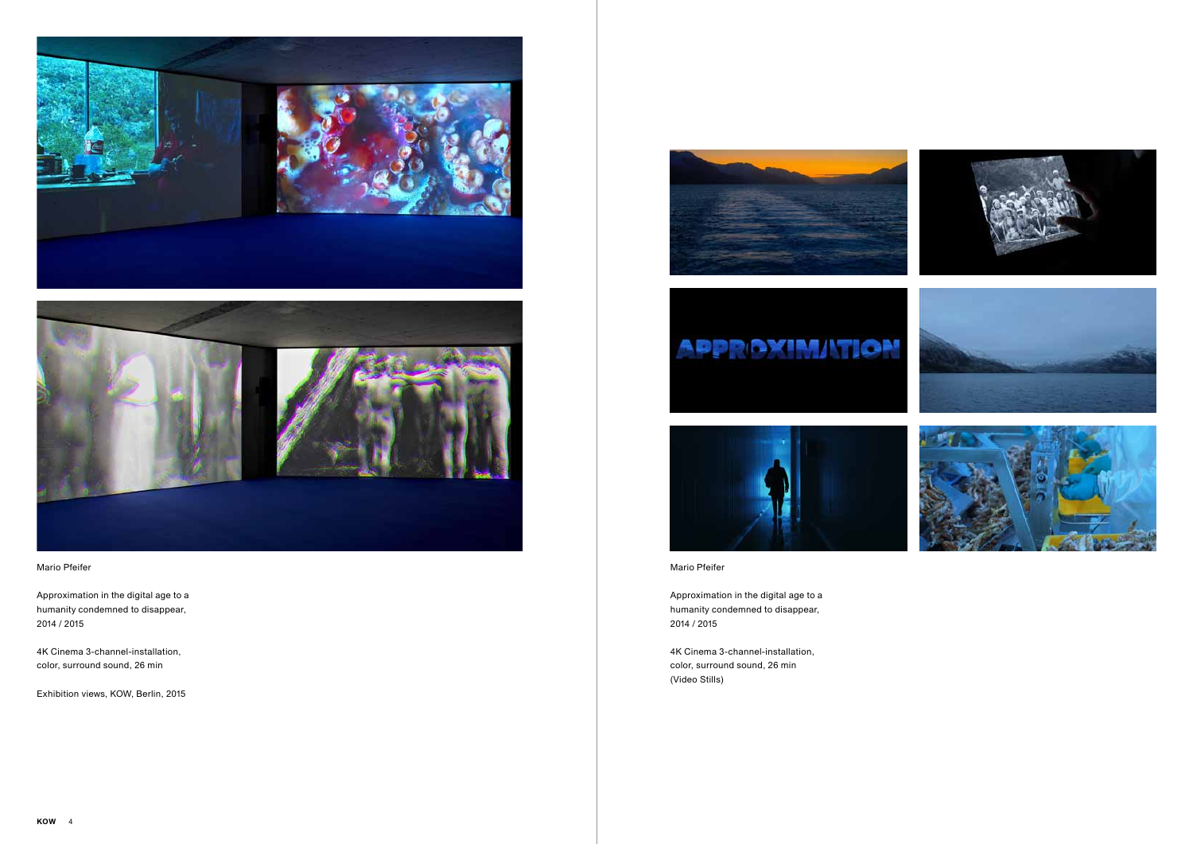Mario Pfeifer

Approximation in the digital age to a humanity condemned to disappear, 2014 / 2015

4K Cinema 3-channel-installation, color, surround sound, 26 min

Exhibition views, KOW, Berlin, 2015

Mario Pfeifer

Approximation in the digital age to a humanity condemned to disappear, 2014 / 2015

4K Cinema 3-channel-installation, color, surround sound, 26 min (Video Stills)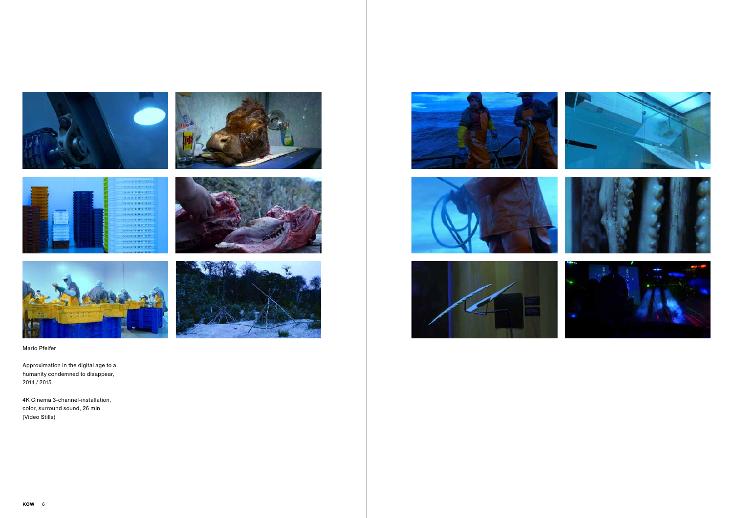Mario Pfeifer

Approximation in the digital age to a humanity condemned to disappear, 2014 / 2015

4K Cinema 3-channel-installation, color, surround sound, 26 min (Video Stills)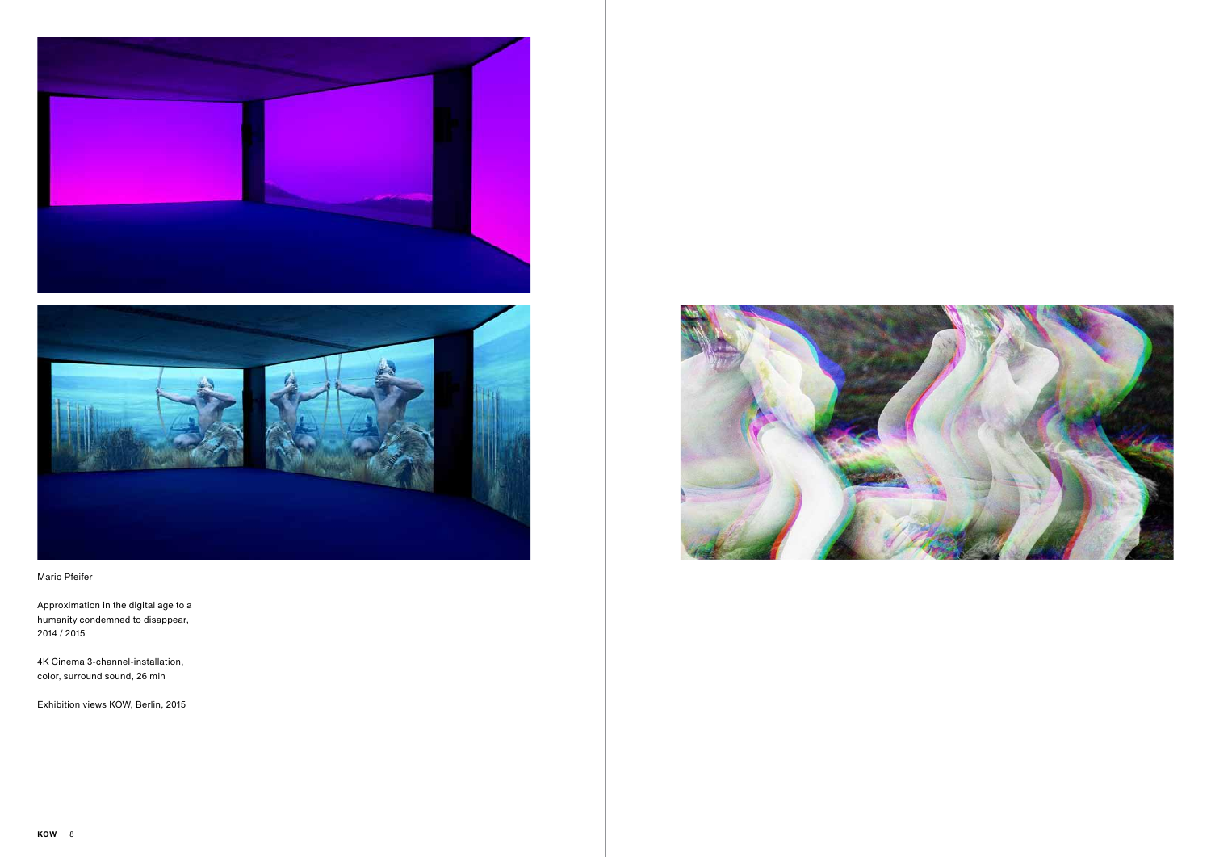Mario Pfeifer

Approximation in the digital age to a humanity condemned to disappear, 2014 / 2015

4K Cinema 3-channel-installation, color, surround sound, 26 min

Exhibition views KOW, Berlin, 2015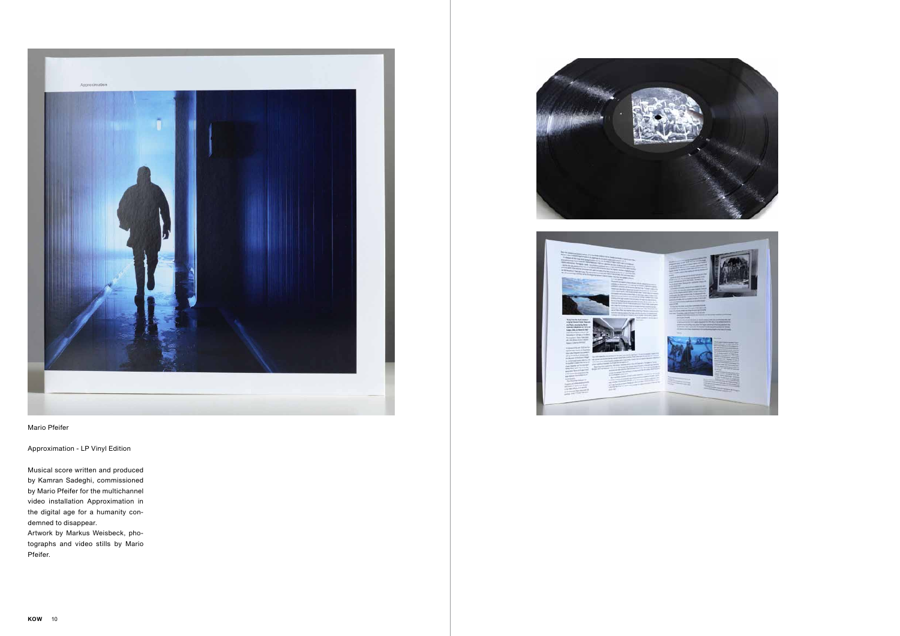Mario Pfeifer

Approximation - LP Vinyl Edition

Musical score written and produced by Kamran Sadeghi, commissioned by Mario Pfeifer for the multichannel video installation Approximation in the digital age for a humanity condemned to disappear.
Artwork by Markus Weisbeck, photographs and video stills by Mario Pfeifer.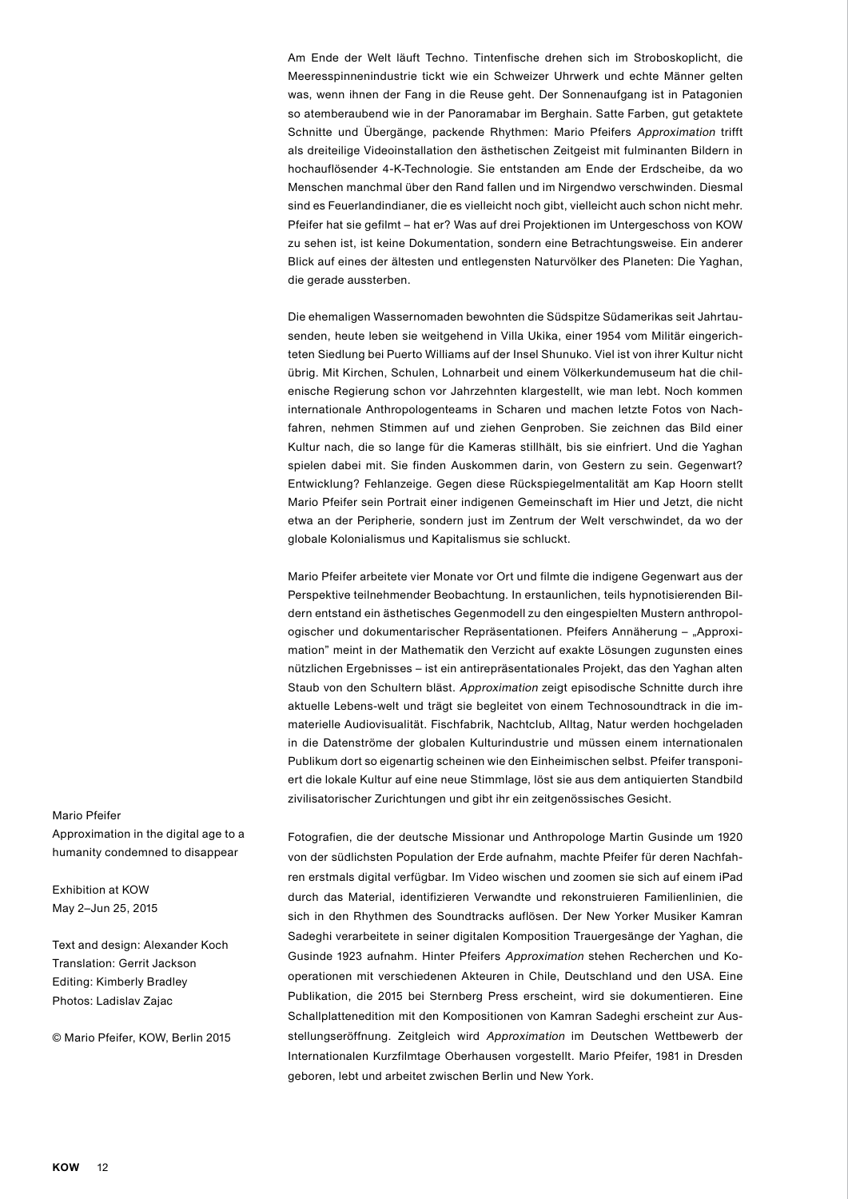Am Ende der Welt läuft Techno. Tintenfische drehen sich im Stroboskoplicht, die Meeresspinnenindustrie tickt wie ein Schweizer Uhrwerk und echte Männer gelten was, wenn ihnen der Fang in die Reuse geht. Der Sonnenaufgang ist in Patagonien so atemberaubend wie in der Panoramabar im Berghain. Satte Farben, gut getaktete Schnitte und Übergänge, packende Rhythmen: Mario Pfeifers *Approximation* trifft als dreiteilige Videoinstallation den ästhetischen Zeitgeist mit fulminanten Bildern in hochauflösender 4-K-Technologie. Sie entstanden am Ende der Erdscheibe, da wo Menschen manchmal über den Rand fallen und im Nirgendwo verschwinden. Diesmal sind es Feuerlandindianer, die es vielleicht noch gibt, vielleicht auch schon nicht mehr. Pfeifer hat sie gefilmt – hat er? Was auf drei Projektionen im Untergeschoss von KOW zu sehen ist, ist keine Dokumentation, sondern eine Betrachtungsweise. Ein anderer Blick auf eines der ältesten und entlegensten Naturvölker des Planeten: Die Yaghan, die gerade aussterben.

Die ehemaligen Wassernomaden bewohnten die Südspitze Südamerikas seit Jahrtausenden, heute leben sie weitgehend in Villa Ukika, einer 1954 vom Militär eingerichteten Siedlung bei Puerto Williams auf der Insel Shunuko. Viel ist von ihrer Kultur nicht übrig. Mit Kirchen, Schulen, Lohnarbeit und einem Völkerkundemuseum hat die chilenische Regierung schon vor Jahrzehnten klargestellt, wie man lebt. Noch kommen internationale Anthropologenteams in Scharen und machen letzte Fotos von Nachfahren, nehmen Stimmen auf und ziehen Genproben. Sie zeichnen das Bild einer Kultur nach, die so lange für die Kameras stillhält, bis sie einfriert. Und die Yaghan spielen dabei mit. Sie finden Auskommen darin, von Gestern zu sein. Gegenwart? Entwicklung? Fehlanzeige. Gegen diese Rückspiegelmentalität am Kap Hoorn stellt Mario Pfeifer sein Portrait einer indigenen Gemeinschaft im Hier und Jetzt, die nicht etwa an der Peripherie, sondern just im Zentrum der Welt verschwindet, da wo der globale Kolonialismus und Kapitalismus sie schluckt.

Mario Pfeifer arbeitete vier Monate vor Ort und filmte die indigene Gegenwart aus der Perspektive teilnehmender Beobachtung. In erstaunlichen, teils hypnotisierenden Bildern entstand ein ästhetisches Gegenmodell zu den eingespielten Mustern anthropologischer und dokumentarischer Repräsentationen. Pfeifers Annäherung – „Approximation" meint in der Mathematik den Verzicht auf exakte Lösungen zugunsten eines nützlichen Ergebnisses – ist ein antirepräsentationales Projekt, das den Yaghan alten Staub von den Schultern bläst. *Approximation* zeigt episodische Schnitte durch ihre aktuelle Lebens-welt und trägt sie begleitet von einem Technosoundtrack in die immaterielle Audiovisualität. Fischfabrik, Nachtclub, Alltag, Natur werden hochgeladen in die Datenströme der globalen Kulturindustrie und müssen einem internationalen Publikum dort so eigenartig scheinen wie den Einheimischen selbst. Pfeifer transponiert die lokale Kultur auf eine neue Stimmlage, löst sie aus dem antiquierten Standbild zivilisatorischer Zurichtungen und gibt ihr ein zeitgenössisches Gesicht.

Fotografien, die der deutsche Missionar und Anthropologe Martin Gusinde um 1920 von der südlichsten Population der Erde aufnahm, machte Pfeifer für deren Nachfahren erstmals digital verfügbar. Im Video wischen und zoomen sie sich auf einem iPad durch das Material, identifizieren Verwandte und rekonstruieren Familienlinien, die sich in den Rhythmen des Soundtracks auflösen. Der New Yorker Musiker Kamran Sadeghi verarbeitete in seiner digitalen Komposition Trauergesänge der Yaghan, die Gusinde 1923 aufnahm. Hinter Pfeifers *Approximation* stehen Recherchen und Kooperationen mit verschiedenen Akteuren in Chile, Deutschland und den USA. Eine Publikation, die 2015 bei Sternberg Press erscheint, wird sie dokumentieren. Eine Schallplattenedition mit den Kompositionen von Kamran Sadeghi erscheint zur Ausstellungseröffnung. Zeitgleich wird *Approximation* im Deutschen Wettbewerb der Internationalen Kurzfilmtage Oberhausen vorgestellt. Mario Pfeifer, 1981 in Dresden geboren, lebt und arbeitet zwischen Berlin und New York.

Mario Pfeifer
Approximation in the digital age to a humanity condemned to disappear

Exhibition at KOW
May 2–Jun 25, 2015

Text and design: Alexander Koch
Translation: Gerrit Jackson
Editing: Kimberly Bradley
Photos: Ladislav Zajac

© Mario Pfeifer, KOW, Berlin 2015